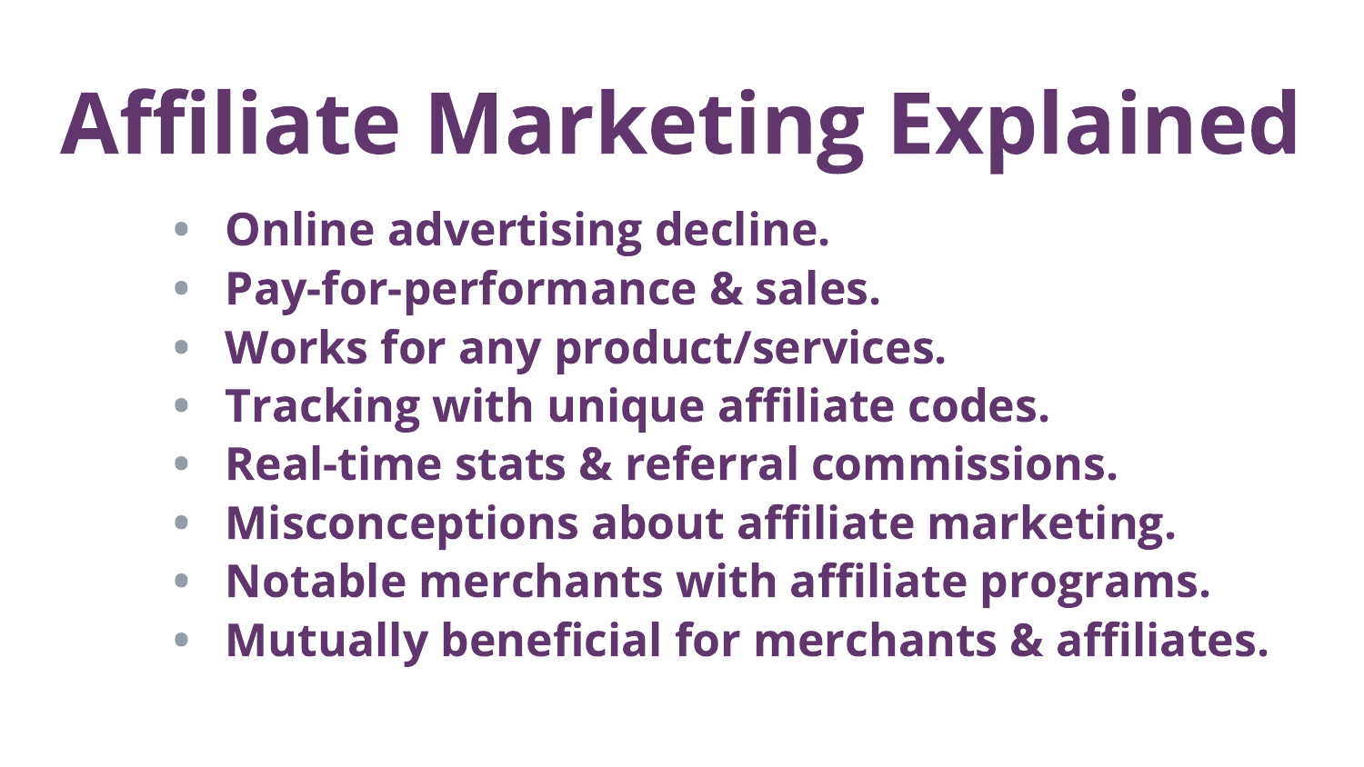# Affiliate Marketing Explained

- Online advertising decline.
- Pay-for-performance & sales.
- Works for any product/services.
- Tracking with unique affiliate codes.
- Real-time stats & referral commissions.
- Misconceptions about affiliate marketing.
- Notable merchants with affiliate programs.
- Mutually beneficial for merchants & affiliates.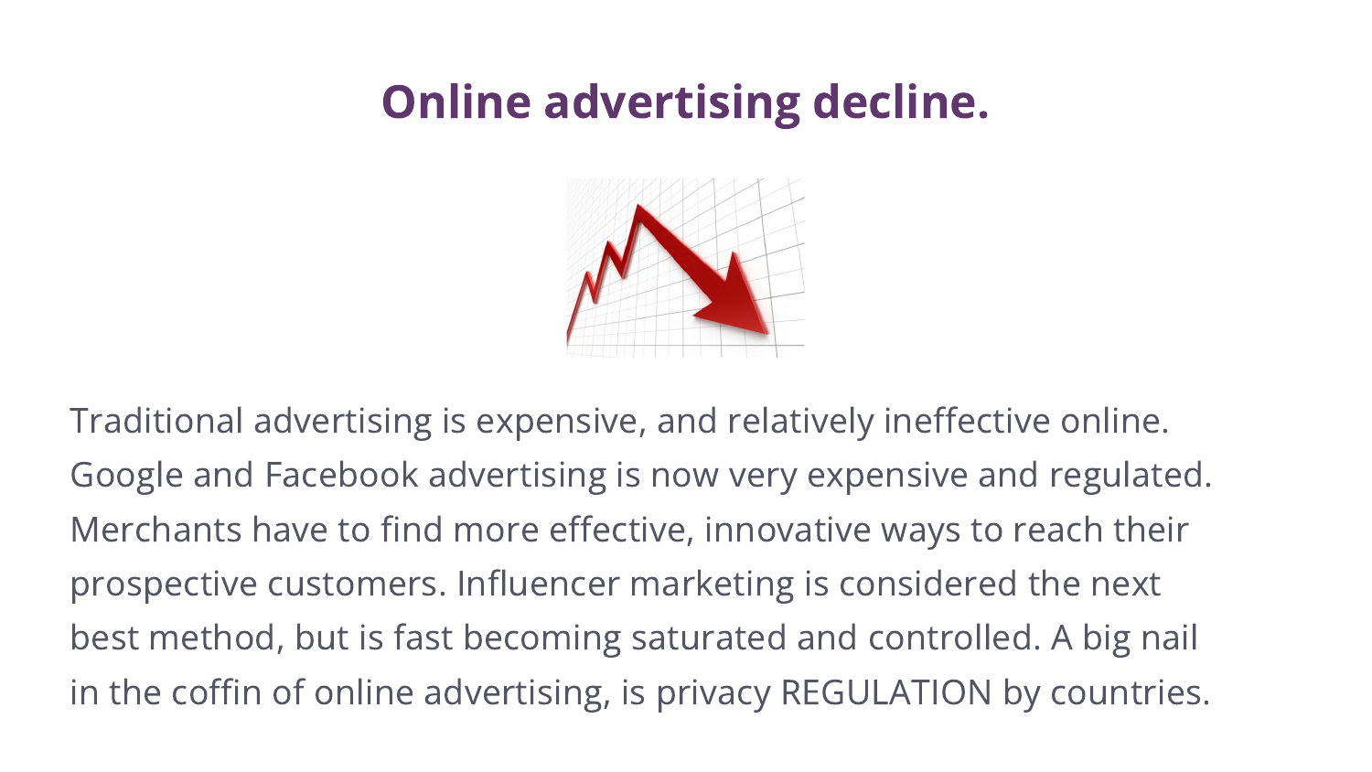# Online advertising decline.

Traditional advertising is expensive, and relatively ineffective online. Google and Facebook advertising is now very expensive and regulated. Merchants have to find more effective, innovative ways to reach their prospective customers. Influencer marketing is considered the next best method, but is fast becoming saturated and controlled. A big nail in the coffin of online advertising, is privacy REGULATION by countries.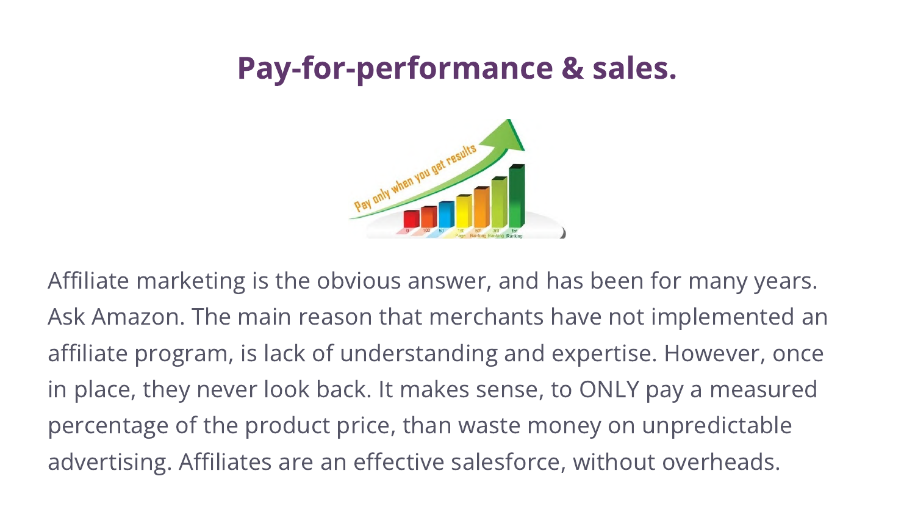# Pay-for-performance & sales.

Affiliate marketing is the obvious answer, and has been for many years. Ask Amazon. The main reason that merchants have not implemented an affiliate program, is lack of understanding and expertise. However, once in place, they never look back. It makes sense, to ONLY pay a measured percentage of the product price, than waste money on unpredictable advertising. Affiliates are an effective salesforce, without overheads.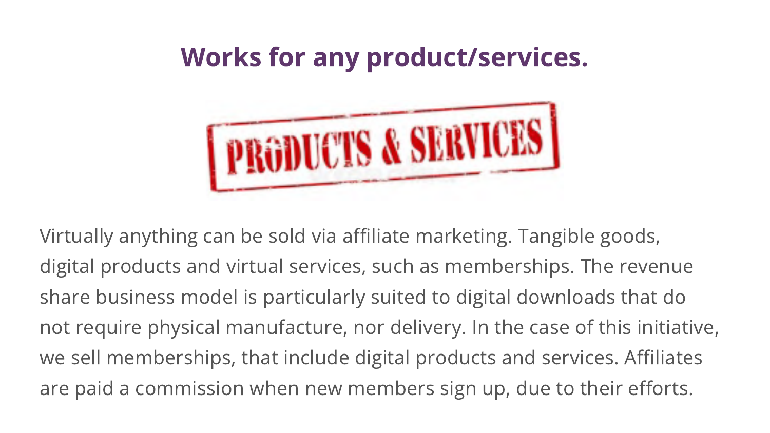## Works for any product/services.

PRODUCTS & SERVICES

Virtually anything can be sold via affiliate marketing. Tangible goods, digital products and virtual services, such as memberships. The revenue share business model is particularly suited to digital downloads that do not require physical manufacture, nor delivery. In the case of this initiative, we sell memberships, that include digital products and services. Affiliates are paid a commission when new members sign up, due to their efforts.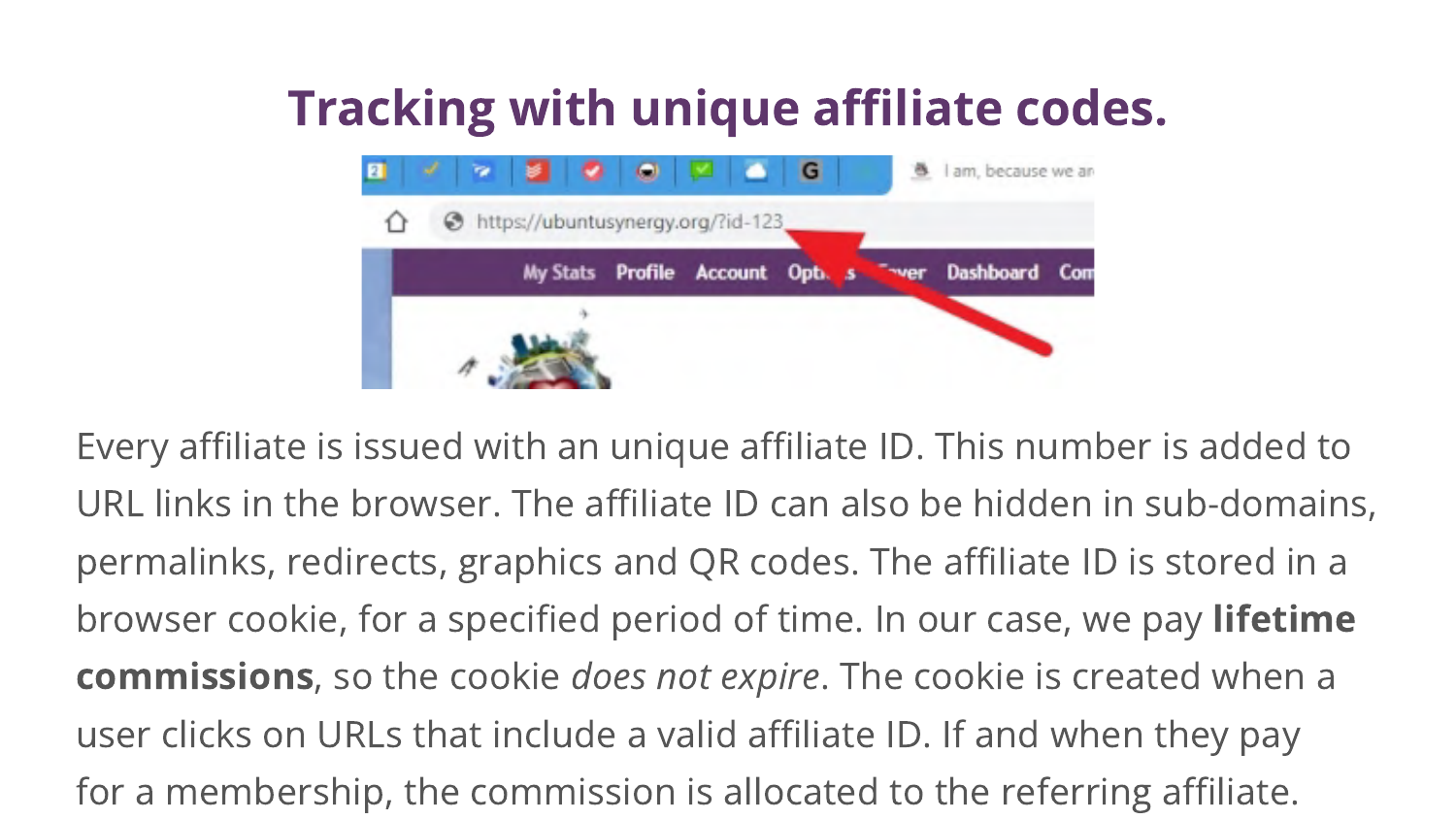# Tracking with unique affiliate codes.

Every affiliate is issued with an unique affiliate ID. This number is added to URL links in the browser. The affiliate ID can also be hidden in sub-domains, permalinks, redirects, graphics and QR codes. The affiliate ID is stored in a browser cookie, for a specified period of time. In our case, we pay **lifetime commissions**, so the cookie *does not expire*. The cookie is created when a user clicks on URLs that include a valid affiliate ID. If and when they pay for a membership, the commission is allocated to the referring affiliate.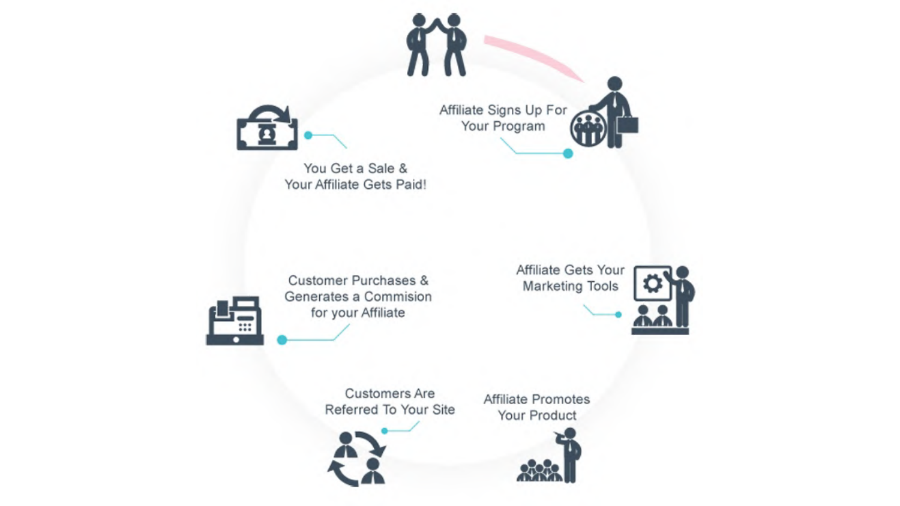Affiliate Signs Up For Your Program

Affiliate Gets Your Marketing Tools

Affiliate Promotes Your Product

Customers Are Referred To Your Site

Customer Purchases & Generates a Commision for your Affiliate

You Get a Sale & Your Affiliate Gets Paid!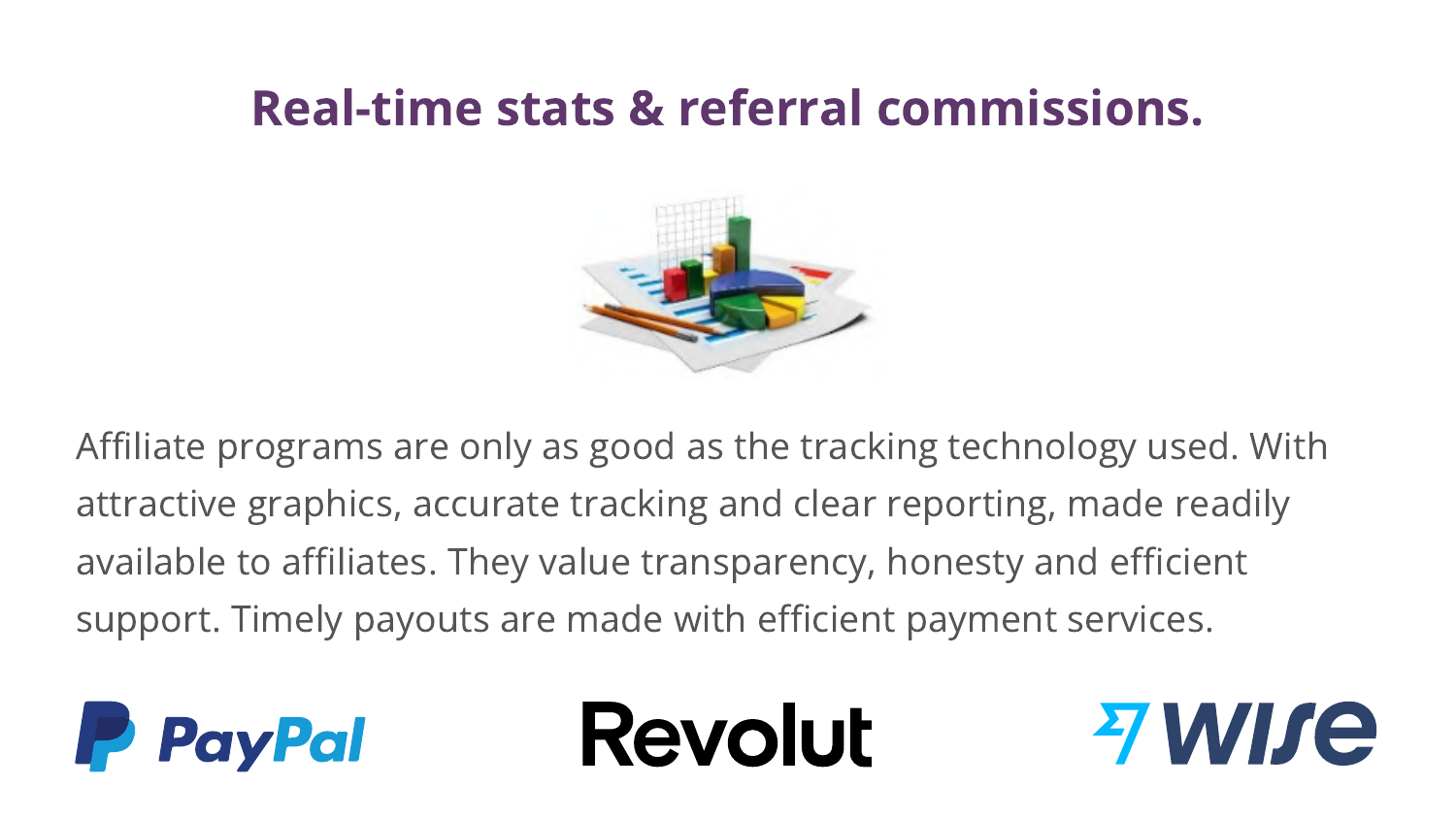# Real-time stats & referral commissions.

Affiliate programs are only as good as the tracking technology used. With attractive graphics, accurate tracking and clear reporting, made readily available to affiliates. They value transparency, honesty and efficient support. Timely payouts are made with efficient payment services.

PayPal Revolut Wise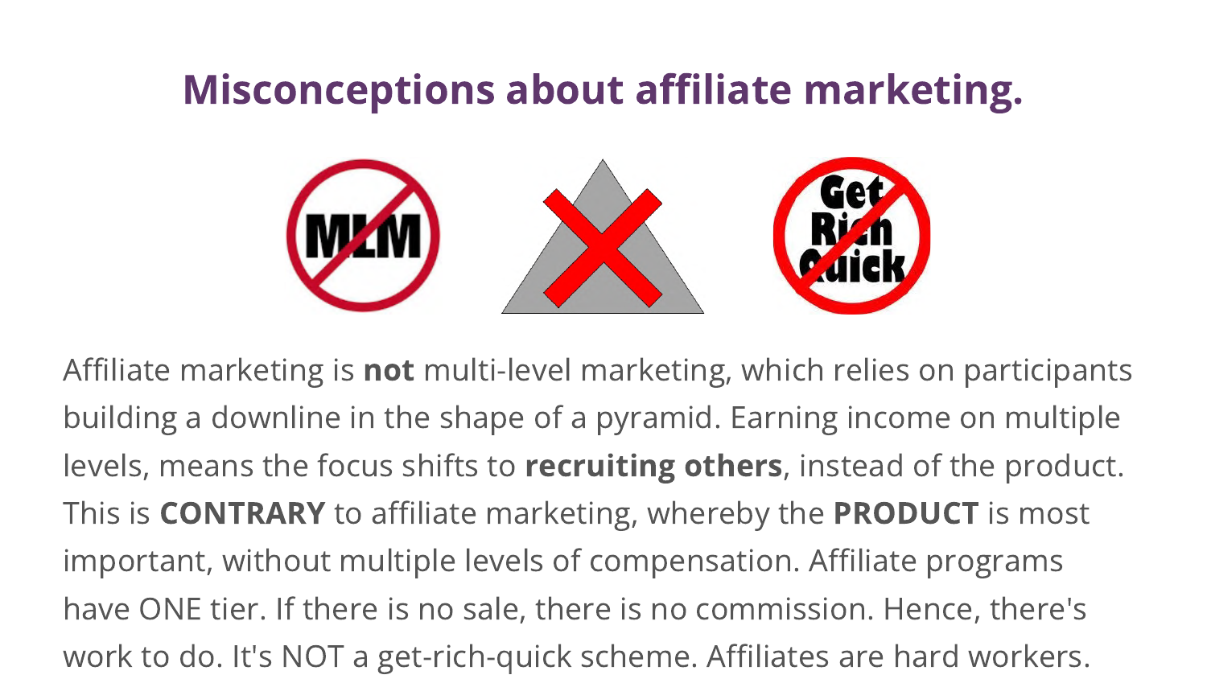# Misconceptions about affiliate marketing.

Affiliate marketing is **not** multi-level marketing, which relies on participants building a downline in the shape of a pyramid. Earning income on multiple levels, means the focus shifts to **recruiting others**, instead of the product. This is **CONTRARY** to affiliate marketing, whereby the **PRODUCT** is most important, without multiple levels of compensation. Affiliate programs have ONE tier. If there is no sale, there is no commission. Hence, there's work to do. It's NOT a get-rich-quick scheme. Affiliates are hard workers.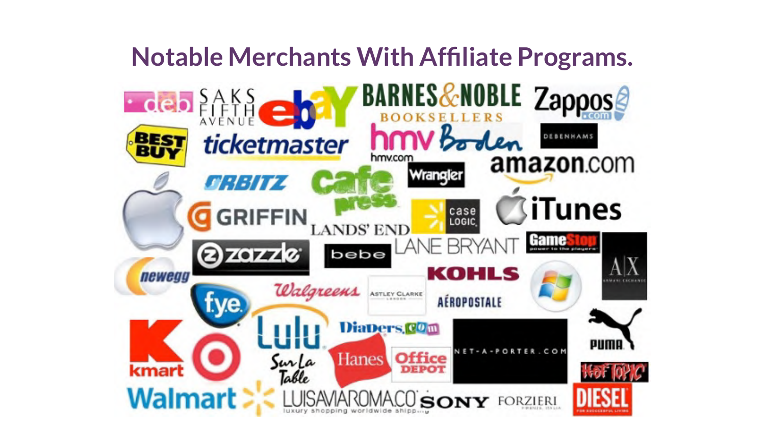# Notable Merchants With Affiliate Programs.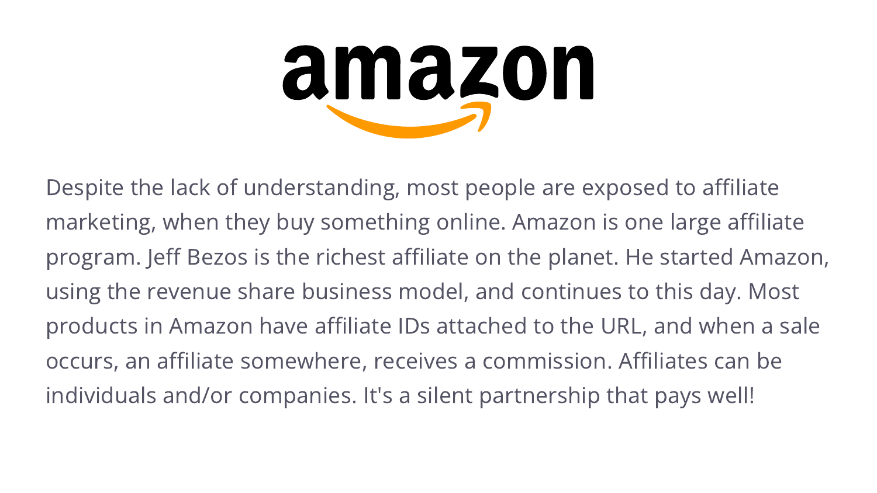Despite the lack of understanding, most people are exposed to affiliate marketing, when they buy something online. Amazon is one large affiliate program. Jeff Bezos is the richest affiliate on the planet. He started Amazon, using the revenue share business model, and continues to this day. Most products in Amazon have affiliate IDs attached to the URL, and when a sale occurs, an affiliate somewhere, receives a commission. Affiliates can be individuals and/or companies. It's a silent partnership that pays well!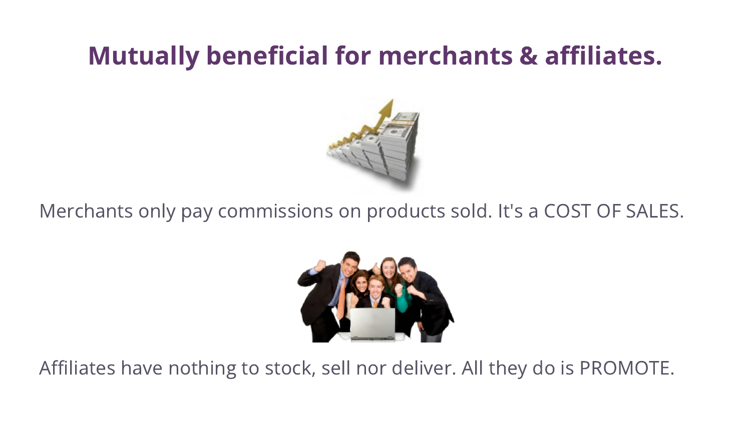# Mutually beneficial for merchants & affiliates.

Merchants only pay commissions on products sold. It's a COST OF SALES.

Affiliates have nothing to stock, sell nor deliver. All they do is PROMOTE.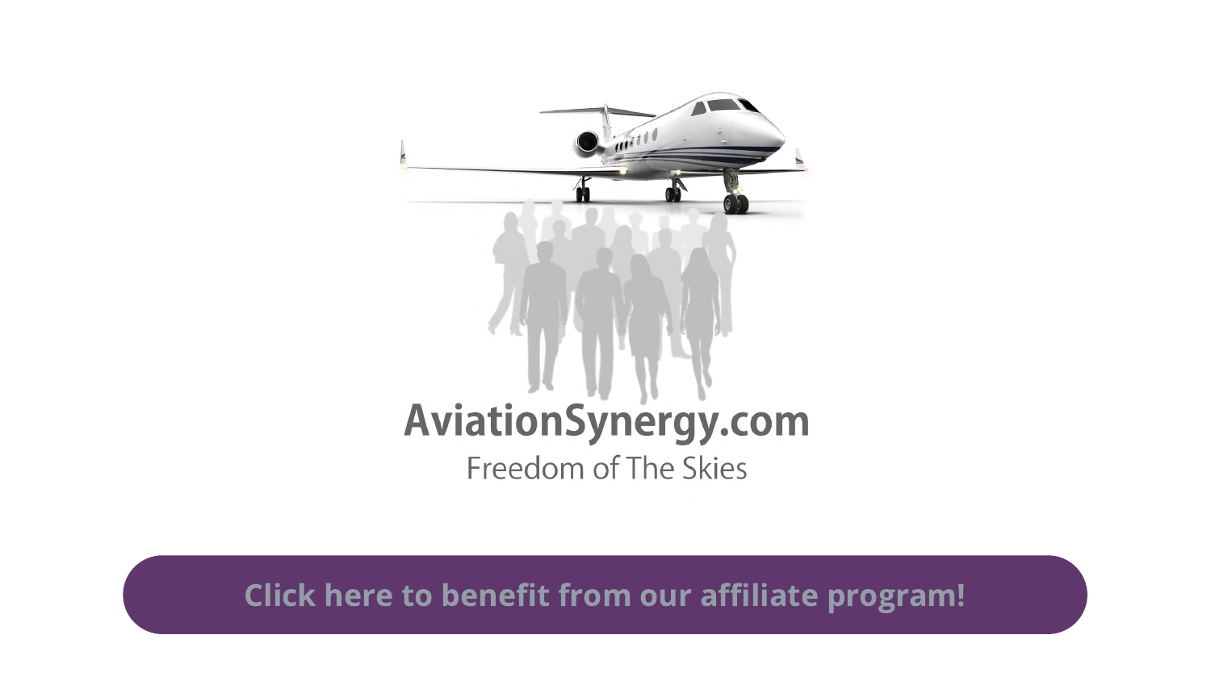AviationSynergy.com

Freedom of The Skies

**Click here to benefit from our affiliate program!**